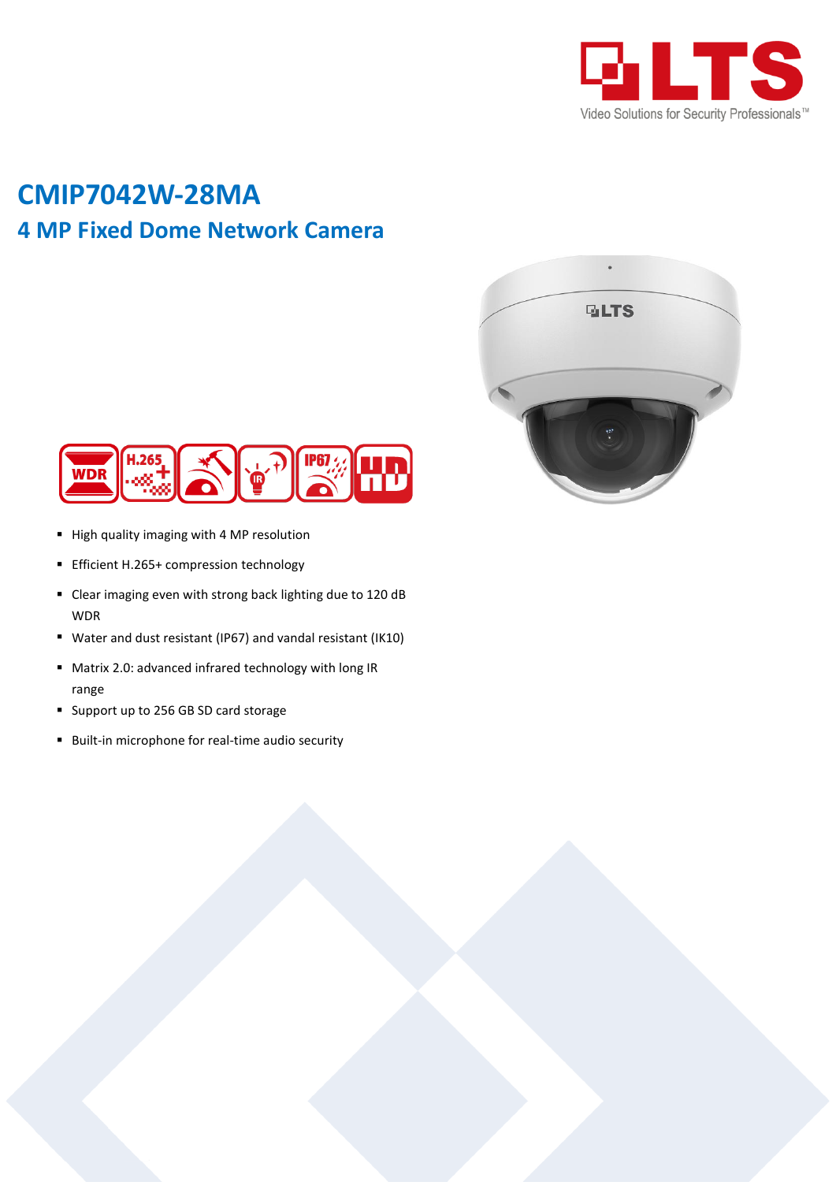# CMIP7042W-28MA

## 4 MP Fixed Dome Network Camera

- High quality imaging with 4 MP resolution
- Efficient H.265+ compression technology
- Clear imaging even with strong back lighting due to 120 dB WDR
- Water and dust resistant (IP67) and vandal resistant (IK10)
- Matrix 2.0: advanced infrared technology with long IR range
- Support up to 256 GB SD card storage
- Built-in microphone for real-time audio security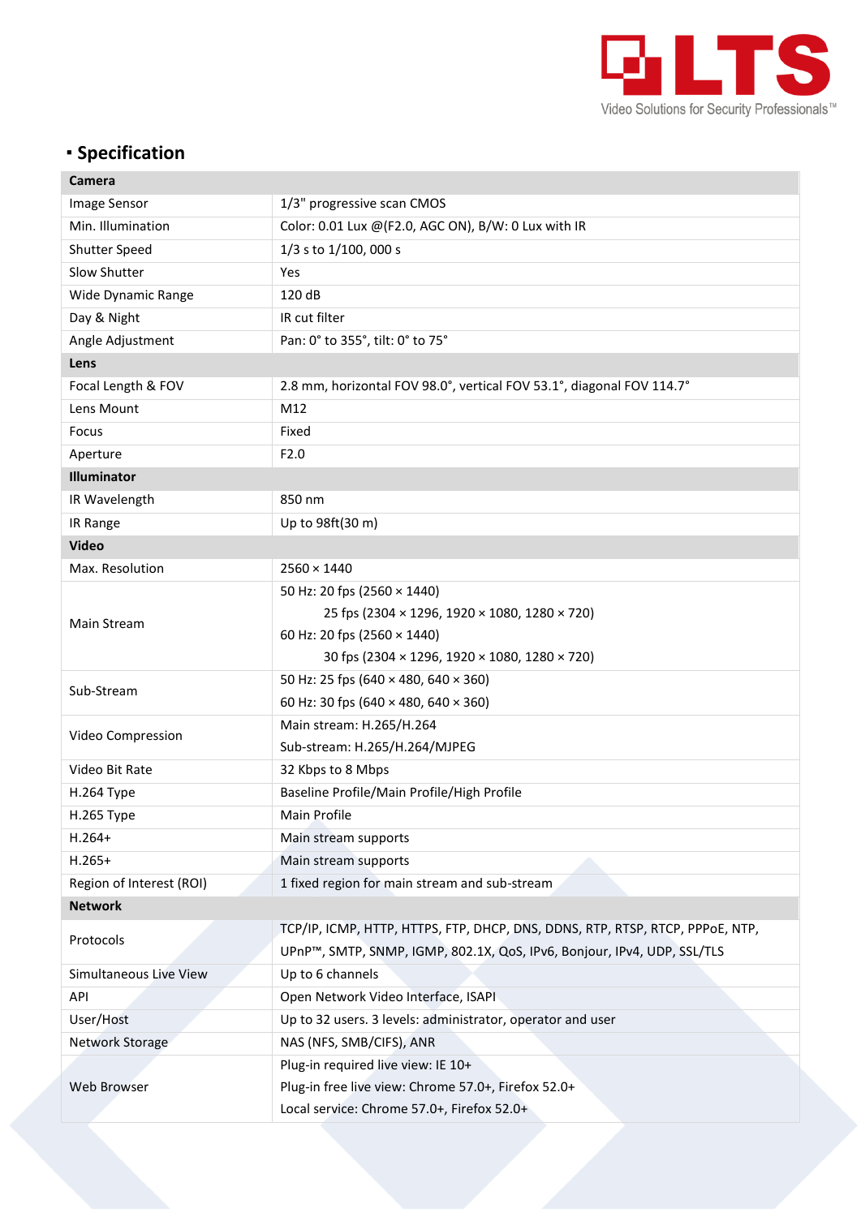## ▪ Specification

| Camera | |
|---|---|
| Image Sensor | 1/3" progressive scan CMOS |
| Min. Illumination | Color: 0.01 Lux @(F2.0, AGC ON), B/W: 0 Lux with IR |
| Shutter Speed | 1/3 s to 1/100, 000 s |
| Slow Shutter | Yes |
| Wide Dynamic Range | 120 dB |
| Day & Night | IR cut filter |
| Angle Adjustment | Pan: 0° to 355°, tilt: 0° to 75° |
| **Lens** | |
| Focal Length & FOV | 2.8 mm, horizontal FOV 98.0°, vertical FOV 53.1°, diagonal FOV 114.7° |
| Lens Mount | M12 |
| Focus | Fixed |
| Aperture | F2.0 |
| **Illuminator** | |
| IR Wavelength | 850 nm |
| IR Range | Up to 98ft(30 m) |
| **Video** | |
| Max. Resolution | 2560 × 1440 |
| Main Stream | 50 Hz: 20 fps (2560 × 1440)<br>25 fps (2304 × 1296, 1920 × 1080, 1280 × 720)<br>60 Hz: 20 fps (2560 × 1440)<br>30 fps (2304 × 1296, 1920 × 1080, 1280 × 720) |
| Sub-Stream | 50 Hz: 25 fps (640 × 480, 640 × 360)<br>60 Hz: 30 fps (640 × 480, 640 × 360) |
| Video Compression | Main stream: H.265/H.264<br>Sub-stream: H.265/H.264/MJPEG |
| Video Bit Rate | 32 Kbps to 8 Mbps |
| H.264 Type | Baseline Profile/Main Profile/High Profile |
| H.265 Type | Main Profile |
| H.264+ | Main stream supports |
| H.265+ | Main stream supports |
| Region of Interest (ROI) | 1 fixed region for main stream and sub-stream |
| **Network** | |
| Protocols | TCP/IP, ICMP, HTTP, HTTPS, FTP, DHCP, DNS, DDNS, RTP, RTSP, RTCP, PPPoE, NTP, UPnP™, SMTP, SNMP, IGMP, 802.1X, QoS, IPv6, Bonjour, IPv4, UDP, SSL/TLS |
| Simultaneous Live View | Up to 6 channels |
| API | Open Network Video Interface, ISAPI |
| User/Host | Up to 32 users. 3 levels: administrator, operator and user |
| Network Storage | NAS (NFS, SMB/CIFS), ANR |
| Web Browser | Plug-in required live view: IE 10+<br>Plug-in free live view: Chrome 57.0+, Firefox 52.0+<br>Local service: Chrome 57.0+, Firefox 52.0+ |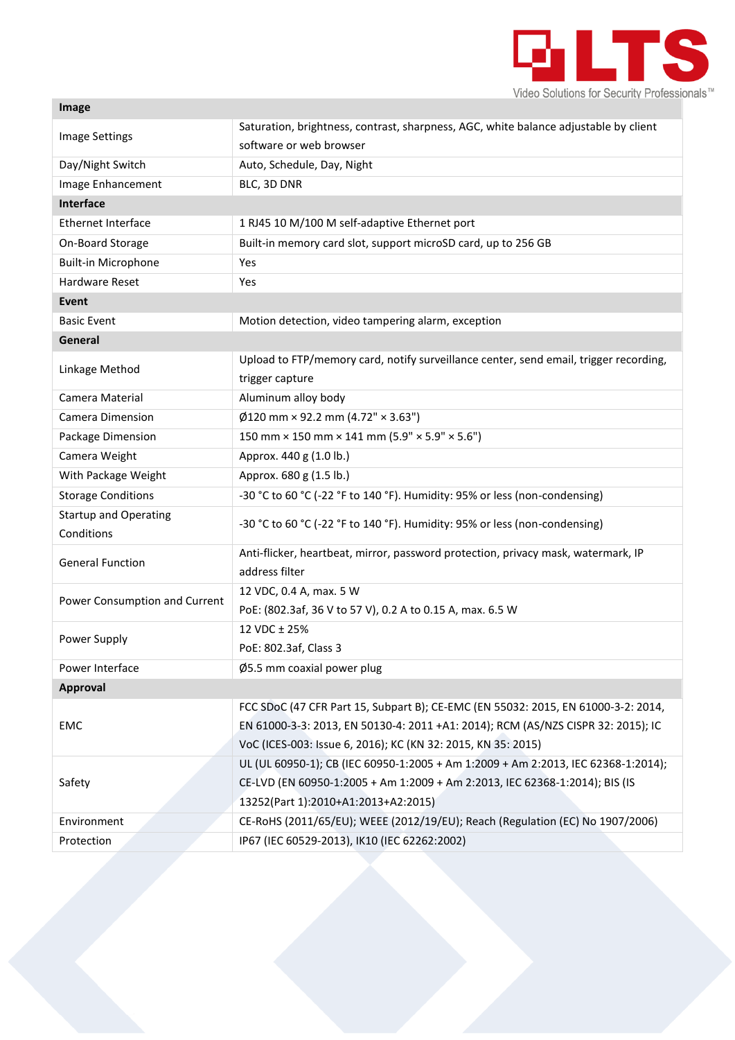| Image | |
|---|---|
| Image Settings | Saturation, brightness, contrast, sharpness, AGC, white balance adjustable by client software or web browser |
| Day/Night Switch | Auto, Schedule, Day, Night |
| Image Enhancement | BLC, 3D DNR |
| **Interface** | |
| Ethernet Interface | 1 RJ45 10 M/100 M self-adaptive Ethernet port |
| On-Board Storage | Built-in memory card slot, support microSD card, up to 256 GB |
| Built-in Microphone | Yes |
| Hardware Reset | Yes |
| **Event** | |
| Basic Event | Motion detection, video tampering alarm, exception |
| **General** | |
| Linkage Method | Upload to FTP/memory card, notify surveillance center, send email, trigger recording, trigger capture |
| Camera Material | Aluminum alloy body |
| Camera Dimension | Ø120 mm × 92.2 mm (4.72" × 3.63") |
| Package Dimension | 150 mm × 150 mm × 141 mm (5.9" × 5.9" × 5.6") |
| Camera Weight | Approx. 440 g (1.0 lb.) |
| With Package Weight | Approx. 680 g (1.5 lb.) |
| Storage Conditions | -30 °C to 60 °C (-22 °F to 140 °F). Humidity: 95% or less (non-condensing) |
| Startup and Operating Conditions | -30 °C to 60 °C (-22 °F to 140 °F). Humidity: 95% or less (non-condensing) |
| General Function | Anti-flicker, heartbeat, mirror, password protection, privacy mask, watermark, IP address filter |
| Power Consumption and Current | 12 VDC, 0.4 A, max. 5 W<br>PoE: (802.3af, 36 V to 57 V), 0.2 A to 0.15 A, max. 6.5 W |
| Power Supply | 12 VDC ± 25%<br>PoE: 802.3af, Class 3 |
| Power Interface | Ø5.5 mm coaxial power plug |
| **Approval** | |
| EMC | FCC SDoC (47 CFR Part 15, Subpart B); CE-EMC (EN 55032: 2015, EN 61000-3-2: 2014, EN 61000-3-3: 2013, EN 50130-4: 2011 +A1: 2014); RCM (AS/NZS CISPR 32: 2015); IC VoC (ICES-003: Issue 6, 2016); KC (KN 32: 2015, KN 35: 2015) |
| Safety | UL (UL 60950-1); CB (IEC 60950-1:2005 + Am 1:2009 + Am 2:2013, IEC 62368-1:2014); CE-LVD (EN 60950-1:2005 + Am 1:2009 + Am 2:2013, IEC 62368-1:2014); BIS (IS 13252(Part 1):2010+A1:2013+A2:2015) |
| Environment | CE-RoHS (2011/65/EU); WEEE (2012/19/EU); Reach (Regulation (EC) No 1907/2006) |
| Protection | IP67 (IEC 60529-2013), IK10 (IEC 62262:2002) |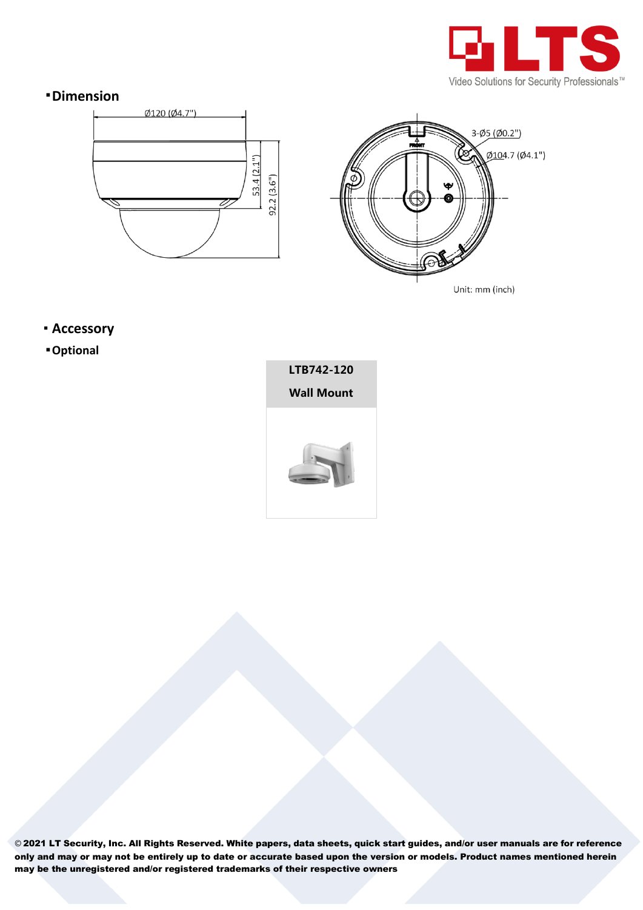## ▪Dimension

Ø120 (Ø4.7")

53.4 (2.1")

92.2 (3.6")

3-Ø5 (Ø0.2")

Ø104.7 (Ø4.1")

FRONT

Unit: mm (inch)

## ▪ Accessory

### ▪Optional

| LTB742-120 Wall Mount |
| --- |
| |

© 2021 LT Security, Inc. All Rights Reserved. White papers, data sheets, quick start guides, and/or user manuals are for reference only and may or may not be entirely up to date or accurate based upon the version or models. Product names mentioned herein may be the unregistered and/or registered trademarks of their respective owners